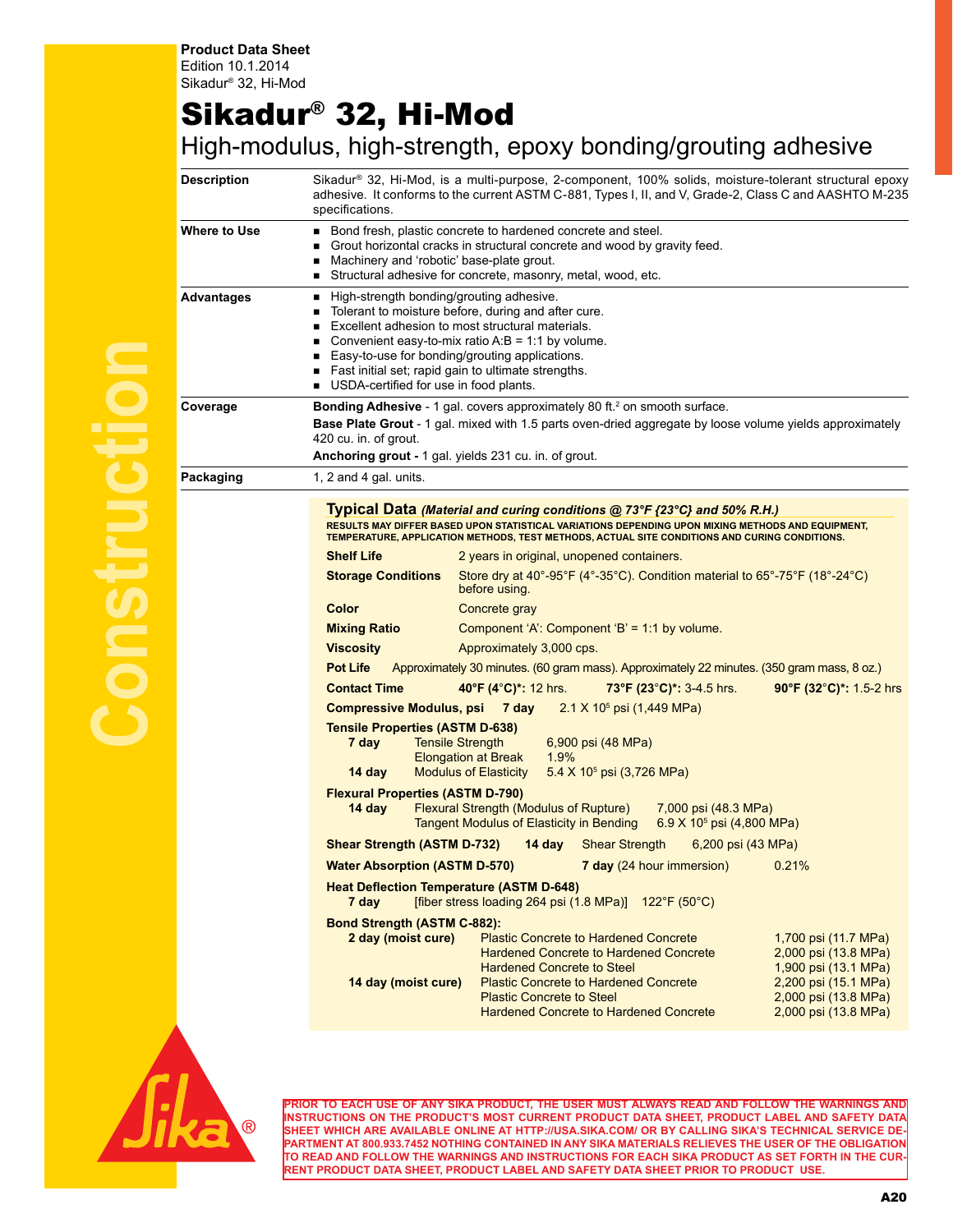**Product Data Sheet**
Edition 10.1.2014
Sikadur® 32, Hi-Mod

# Sikadur® 32, Hi-Mod

## High-modulus, high-strength, epoxy bonding/grouting adhesive

**Description**

Sikadur® 32, Hi-Mod, is a multi-purpose, 2-component, 100% solids, moisture-tolerant structural epoxy adhesive. It conforms to the current ASTM C-881, Types I, II, and V, Grade-2, Class C and AASHTO M-235 specifications.

**Where to Use**

- Bond fresh, plastic concrete to hardened concrete and steel.
- Grout horizontal cracks in structural concrete and wood by gravity feed.
- Machinery and 'robotic' base-plate grout.
- Structural adhesive for concrete, masonry, metal, wood, etc.

**Advantages**

- High-strength bonding/grouting adhesive.
- Tolerant to moisture before, during and after cure.
- Excellent adhesion to most structural materials.
- Convenient easy-to-mix ratio A:B = 1:1 by volume.
- Easy-to-use for bonding/grouting applications.
- Fast initial set; rapid gain to ultimate strengths.
- USDA-certified for use in food plants.

**Coverage**

**Bonding Adhesive** - 1 gal. covers approximately 80 ft.$^2$ on smooth surface.

**Base Plate Grout** - 1 gal. mixed with 1.5 parts oven-dried aggregate by loose volume yields approximately 420 cu. in. of grout.

**Anchoring grout -** 1 gal. yields 231 cu. in. of grout.

**Packaging**

1, 2 and 4 gal. units.

### Typical Data *(Material and curing conditions @ 73°F {23°C} and 50% R.H.)*

RESULTS MAY DIFFER BASED UPON STATISTICAL VARIATIONS DEPENDING UPON MIXING METHODS AND EQUIPMENT, TEMPERATURE, APPLICATION METHODS, TEST METHODS, ACTUAL SITE CONDITIONS AND CURING CONDITIONS.

**Shelf Life** — 2 years in original, unopened containers.

**Storage Conditions** — Store dry at 40°-95°F (4°-35°C). Condition material to 65°-75°F (18°-24°C) before using.

**Color** — Concrete gray

**Mixing Ratio** — Component 'A': Component 'B' = 1:1 by volume.

**Viscosity** — Approximately 3,000 cps.

**Pot Life** — Approximately 30 minutes. (60 gram mass). Approximately 22 minutes. (350 gram mass, 8 oz.)

**Contact Time** — **40°F (4°C)\*:** 12 hrs. **73°F (23°C)\*:** 3-4.5 hrs. **90°F (32°C)\*:** 1.5-2 hrs

**Compressive Modulus, psi** — **7 day** — 2.1 X $10^5$ psi (1,449 MPa)

**Tensile Properties (ASTM D-638)**

| | | |
|---|---|---|
| **7 day** | Tensile Strength | 6,900 psi (48 MPa) |
| | Elongation at Break | 1.9% |
| **14 day** | Modulus of Elasticity | 5.4 X $10^5$ psi (3,726 MPa) |

**Flexural Properties (ASTM D-790)**

| | | |
|---|---|---|
| **14 day** | Flexural Strength (Modulus of Rupture) | 7,000 psi (48.3 MPa) |
| | Tangent Modulus of Elasticity in Bending | 6.9 X $10^5$ psi (4,800 MPa) |

**Shear Strength (ASTM D-732)** — **14 day** — Shear Strength — 6,200 psi (43 MPa)

**Water Absorption (ASTM D-570)** — **7 day** (24 hour immersion) — 0.21%

**Heat Deflection Temperature (ASTM D-648)**
**7 day** — [fiber stress loading 264 psi (1.8 MPa)] — 122°F (50°C)

**Bond Strength (ASTM C-882):**

| | | |
|---|---|---|
| **2 day (moist cure)** | Plastic Concrete to Hardened Concrete | 1,700 psi (11.7 MPa) |
| | Hardened Concrete to Hardened Concrete | 2,000 psi (13.8 MPa) |
| | Hardened Concrete to Steel | 1,900 psi (13.1 MPa) |
| **14 day (moist cure)** | Plastic Concrete to Hardened Concrete | 2,200 psi (15.1 MPa) |
| | Plastic Concrete to Steel | 2,000 psi (13.8 MPa) |
| | Hardened Concrete to Hardened Concrete | 2,000 psi (13.8 MPa) |

PRIOR TO EACH USE OF ANY SIKA PRODUCT, THE USER MUST ALWAYS READ AND FOLLOW THE WARNINGS AND INSTRUCTIONS ON THE PRODUCT'S MOST CURRENT PRODUCT DATA SHEET, PRODUCT LABEL AND SAFETY DATA SHEET WHICH ARE AVAILABLE ONLINE AT HTTP://USA.SIKA.COM/ OR BY CALLING SIKA'S TECHNICAL SERVICE DEPARTMENT AT 800.933.7452 NOTHING CONTAINED IN ANY SIKA MATERIALS RELIEVES THE USER OF THE OBLIGATION TO READ AND FOLLOW THE WARNINGS AND INSTRUCTIONS FOR EACH SIKA PRODUCT AS SET FORTH IN THE CURRENT PRODUCT DATA SHEET, PRODUCT LABEL AND SAFETY DATA SHEET PRIOR TO PRODUCT USE.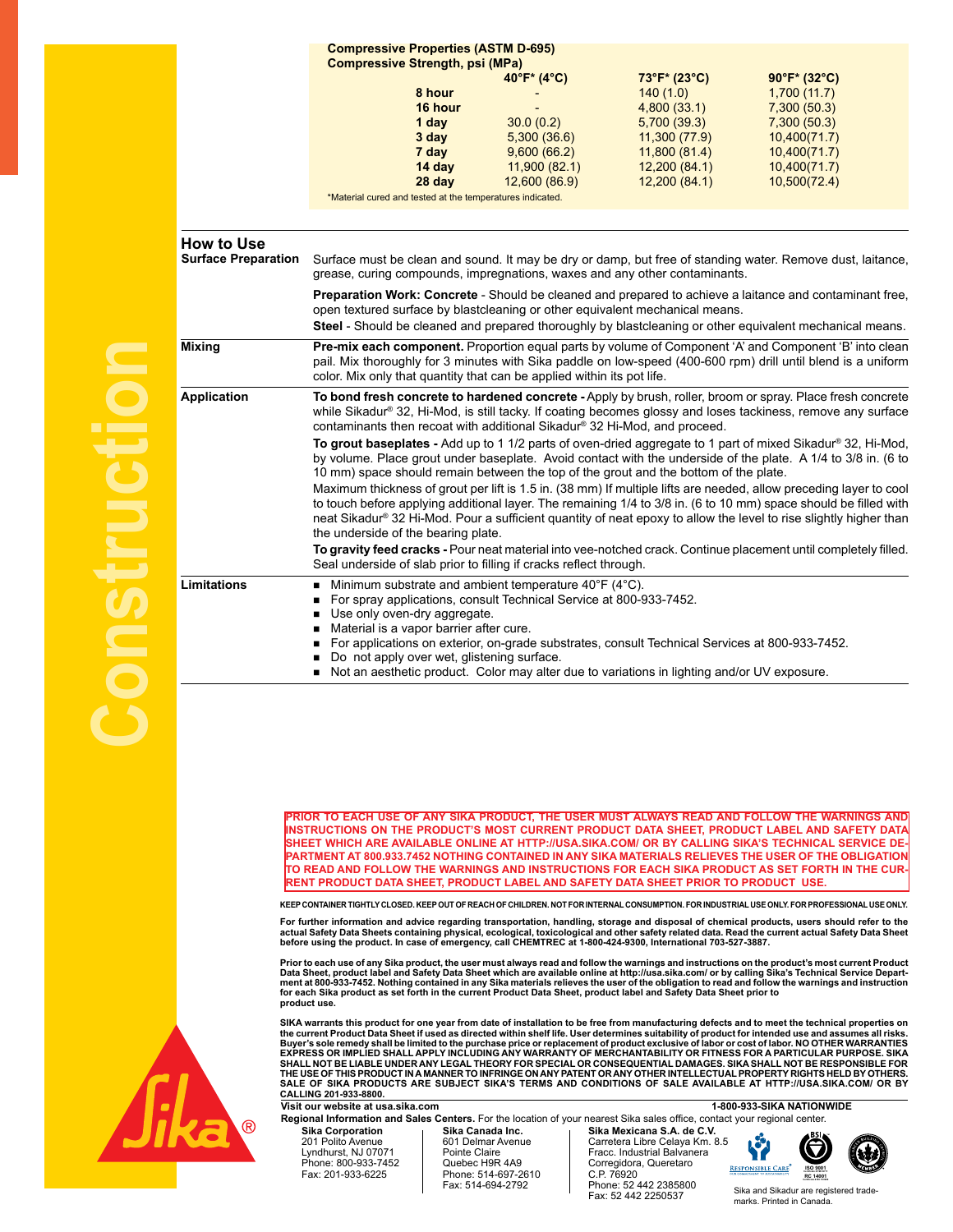**Compressive Properties (ASTM D-695)**
**Compressive Strength, psi (MPa)**

| | 40°F* (4°C) | 73°F* (23°C) | 90°F* (32°C) |
|---|---|---|---|
| **8 hour** | - | 140 (1.0) | 1,700 (11.7) |
| **16 hour** | - | 4,800 (33.1) | 7,300 (50.3) |
| **1 day** | 30.0 (0.2) | 5,700 (39.3) | 7,300 (50.3) |
| **3 day** | 5,300 (36.6) | 11,300 (77.9) | 10,400(71.7) |
| **7 day** | 9,600 (66.2) | 11,800 (81.4) | 10,400(71.7) |
| **14 day** | 11,900 (82.1) | 12,200 (84.1) | 10,400(71.7) |
| **28 day** | 12,600 (86.9) | 12,200 (84.1) | 10,500(72.4) |

*Material cured and tested at the temperatures indicated.

## How to Use

### Surface Preparation

Surface must be clean and sound. It may be dry or damp, but free of standing water. Remove dust, laitance, grease, curing compounds, impregnations, waxes and any other contaminants.

**Preparation Work: Concrete** - Should be cleaned and prepared to achieve a laitance and contaminant free, open textured surface by blastcleaning or other equivalent mechanical means.

**Steel** - Should be cleaned and prepared thoroughly by blastcleaning or other equivalent mechanical means.

### Mixing

**Pre-mix each component.** Proportion equal parts by volume of Component 'A' and Component 'B' into clean pail. Mix thoroughly for 3 minutes with Sika paddle on low-speed (400-600 rpm) drill until blend is a uniform color. Mix only that quantity that can be applied within its pot life.

### Application

**To bond fresh concrete to hardened concrete -** Apply by brush, roller, broom or spray. Place fresh concrete while Sikadur® 32, Hi-Mod, is still tacky. If coating becomes glossy and loses tackiness, remove any surface contaminants then recoat with additional Sikadur® 32 Hi-Mod, and proceed.

**To grout baseplates -** Add up to 1 1/2 parts of oven-dried aggregate to 1 part of mixed Sikadur® 32, Hi-Mod, by volume. Place grout under baseplate. Avoid contact with the underside of the plate. A 1/4 to 3/8 in. (6 to 10 mm) space should remain between the top of the grout and the bottom of the plate.

Maximum thickness of grout per lift is 1.5 in. (38 mm) If multiple lifts are needed, allow preceding layer to cool to touch before applying additional layer. The remaining 1/4 to 3/8 in. (6 to 10 mm) space should be filled with neat Sikadur® 32 Hi-Mod. Pour a sufficient quantity of neat epoxy to allow the level to rise slightly higher than the underside of the bearing plate.

**To gravity feed cracks -** Pour neat material into vee-notched crack. Continue placement until completely filled. Seal underside of slab prior to filling if cracks reflect through.

### Limitations

- Minimum substrate and ambient temperature 40°F (4°C).
- For spray applications, consult Technical Service at 800-933-7452.
- Use only oven-dry aggregate.
- Material is a vapor barrier after cure.
- For applications on exterior, on-grade substrates, consult Technical Services at 800-933-7452.
- Do not apply over wet, glistening surface.
- Not an aesthetic product. Color may alter due to variations in lighting and/or UV exposure.

**PRIOR TO EACH USE OF ANY SIKA PRODUCT, THE USER MUST ALWAYS READ AND FOLLOW THE WARNINGS AND INSTRUCTIONS ON THE PRODUCT'S MOST CURRENT PRODUCT DATA SHEET, PRODUCT LABEL AND SAFETY DATA SHEET WHICH ARE AVAILABLE ONLINE AT HTTP://USA.SIKA.COM/ OR BY CALLING SIKA'S TECHNICAL SERVICE DEPARTMENT AT 800.933.7452 NOTHING CONTAINED IN ANY SIKA MATERIALS RELIEVES THE USER OF THE OBLIGATION TO READ AND FOLLOW THE WARNINGS AND INSTRUCTIONS FOR EACH SIKA PRODUCT AS SET FORTH IN THE CURRENT PRODUCT DATA SHEET, PRODUCT LABEL AND SAFETY DATA SHEET PRIOR TO PRODUCT USE.**

**KEEP CONTAINER TIGHTLY CLOSED. KEEP OUT OF REACH OF CHILDREN. NOT FOR INTERNAL CONSUMPTION. FOR INDUSTRIAL USE ONLY. FOR PROFESSIONAL USE ONLY.**

**For further information and advice regarding transportation, handling, storage and disposal of chemical products, users should refer to the actual Safety Data Sheets containing physical, ecological, toxicological and other safety related data. Read the current actual Safety Data Sheet before using the product. In case of emergency, call CHEMTREC at 1-800-424-9300, International 703-527-3887.**

**Prior to each use of any Sika product, the user must always read and follow the warnings and instructions on the product's most current Product Data Sheet, product label and Safety Data Sheet which are available online at http://usa.sika.com/ or by calling Sika's Technical Service Department at 800-933-7452. Nothing contained in any Sika materials relieves the user of the obligation to read and follow the warnings and instruction for each Sika product as set forth in the current Product Data Sheet, product label and Safety Data Sheet prior to product use.**

**SIKA warrants this product for one year from date of installation to be free from manufacturing defects and to meet the technical properties on the current Product Data Sheet if used as directed within shelf life. User determines suitability of product for intended use and assumes all risks. Buyer's sole remedy shall be limited to the purchase price or replacement of product exclusive of labor or cost of labor. NO OTHER WARRANTIES EXPRESS OR IMPLIED SHALL APPLY INCLUDING ANY WARRANTY OF MERCHANTABILITY OR FITNESS FOR A PARTICULAR PURPOSE. SIKA SHALL NOT BE LIABLE UNDER ANY LEGAL THEORY FOR SPECIAL OR CONSEQUENTIAL DAMAGES. SIKA SHALL NOT BE RESPONSIBLE FOR THE USE OF THIS PRODUCT IN A MANNER TO INFRINGE ON ANY PATENT OR ANY OTHER INTELLECTUAL PROPERTY RIGHTS HELD BY OTHERS. SALE OF SIKA PRODUCTS ARE SUBJECT SIKA'S TERMS AND CONDITIONS OF SALE AVAILABLE AT HTTP://USA.SIKA.COM/ OR BY CALLING 201-933-8800.**

**Visit our website at usa.sika.com** — **1-800-933-SIKA NATIONWIDE**

**Regional Information and Sales Centers.** For the location of your nearest Sika sales office, contact your regional center.

**Sika Corporation**
201 Polito Avenue
Lyndhurst, NJ 07071
Phone: 800-933-7452
Fax: 201-933-6225

**Sika Canada Inc.**
601 Delmar Avenue
Pointe Claire
Quebec H9R 4A9
Phone: 514-697-2610
Fax: 514-694-2792

**Sika Mexicana S.A. de C.V.**
Carretera Libre Celaya Km. 8.5
Fracc. Industrial Balvanera
Corregidora, Queretaro
C.P. 76920
Phone: 52 442 2385800
Fax: 52 442 2250537

Sika and Sikadur are registered trademarks. Printed in Canada.